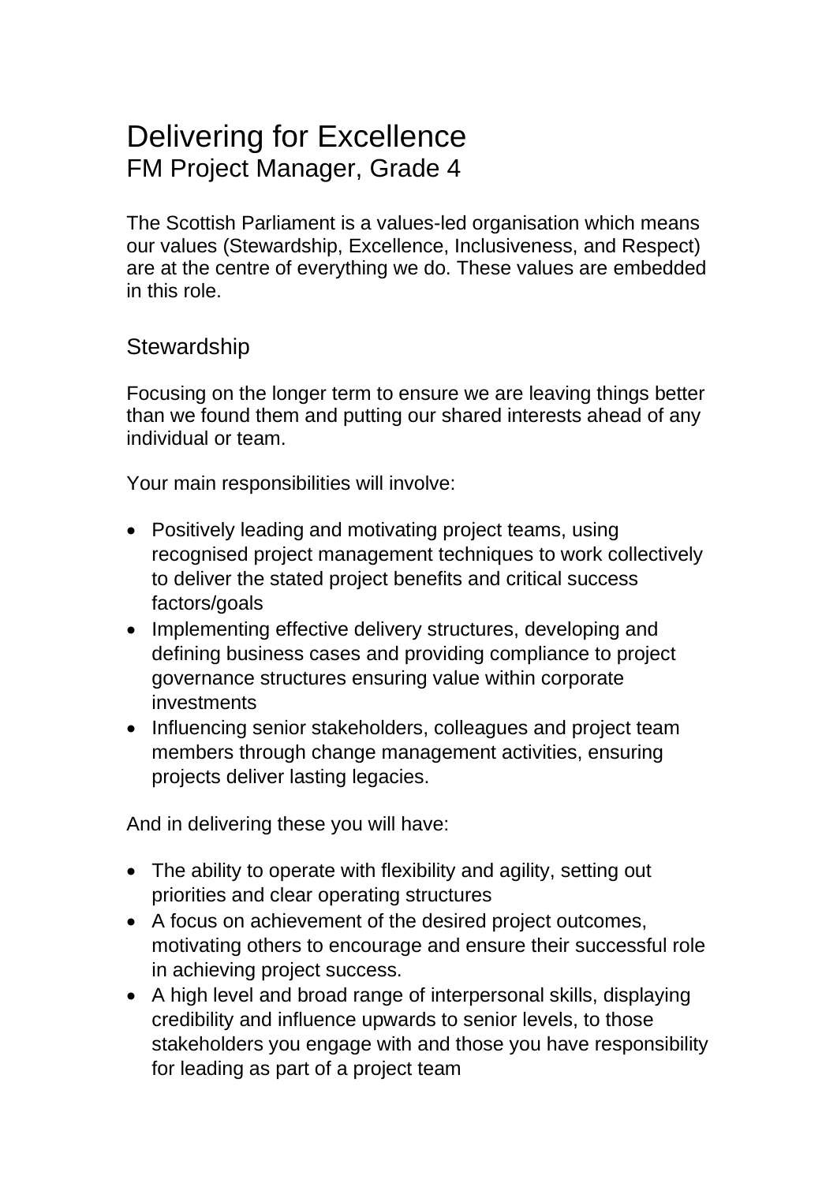# Delivering for Excellence

## FM Project Manager, Grade 4

The Scottish Parliament is a values-led organisation which means our values (Stewardship, Excellence, Inclusiveness, and Respect) are at the centre of everything we do. These values are embedded in this role.

### Stewardship

Focusing on the longer term to ensure we are leaving things better than we found them and putting our shared interests ahead of any individual or team.

Your main responsibilities will involve:

- Positively leading and motivating project teams, using recognised project management techniques to work collectively to deliver the stated project benefits and critical success factors/goals
- Implementing effective delivery structures, developing and defining business cases and providing compliance to project governance structures ensuring value within corporate investments
- Influencing senior stakeholders, colleagues and project team members through change management activities, ensuring projects deliver lasting legacies.

And in delivering these you will have:

- The ability to operate with flexibility and agility, setting out priorities and clear operating structures
- A focus on achievement of the desired project outcomes, motivating others to encourage and ensure their successful role in achieving project success.
- A high level and broad range of interpersonal skills, displaying credibility and influence upwards to senior levels, to those stakeholders you engage with and those you have responsibility for leading as part of a project team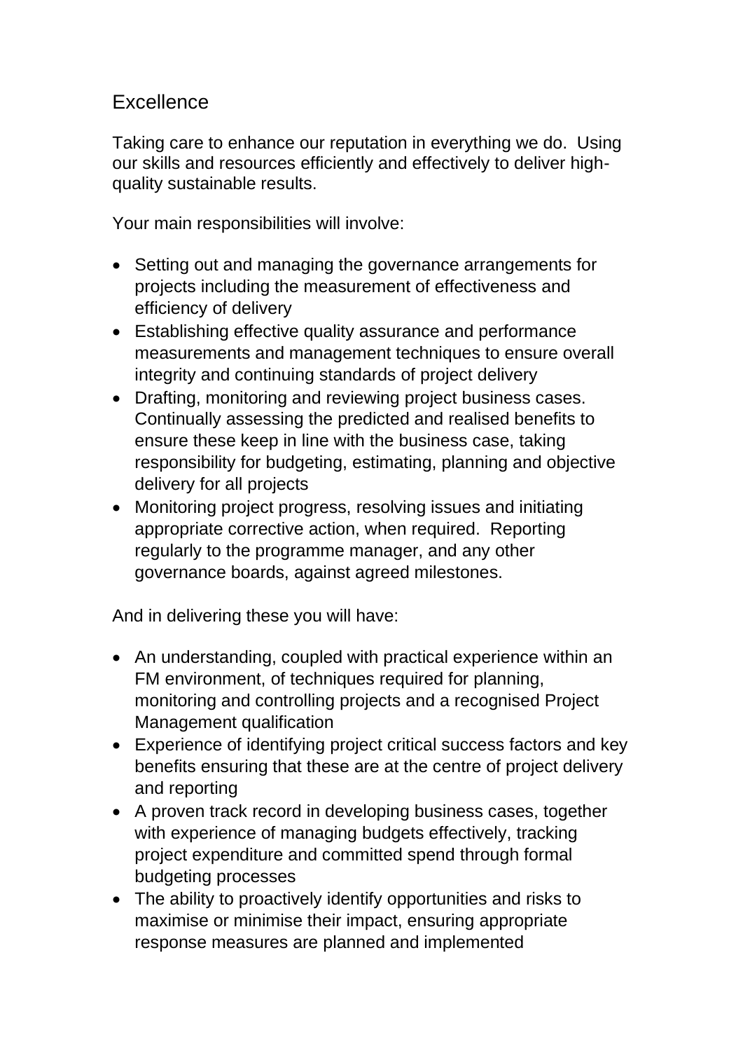## Excellence

Taking care to enhance our reputation in everything we do. Using our skills and resources efficiently and effectively to deliver high-quality sustainable results.

Your main responsibilities will involve:

- Setting out and managing the governance arrangements for projects including the measurement of effectiveness and efficiency of delivery
- Establishing effective quality assurance and performance measurements and management techniques to ensure overall integrity and continuing standards of project delivery
- Drafting, monitoring and reviewing project business cases. Continually assessing the predicted and realised benefits to ensure these keep in line with the business case, taking responsibility for budgeting, estimating, planning and objective delivery for all projects
- Monitoring project progress, resolving issues and initiating appropriate corrective action, when required. Reporting regularly to the programme manager, and any other governance boards, against agreed milestones.

And in delivering these you will have:

- An understanding, coupled with practical experience within an FM environment, of techniques required for planning, monitoring and controlling projects and a recognised Project Management qualification
- Experience of identifying project critical success factors and key benefits ensuring that these are at the centre of project delivery and reporting
- A proven track record in developing business cases, together with experience of managing budgets effectively, tracking project expenditure and committed spend through formal budgeting processes
- The ability to proactively identify opportunities and risks to maximise or minimise their impact, ensuring appropriate response measures are planned and implemented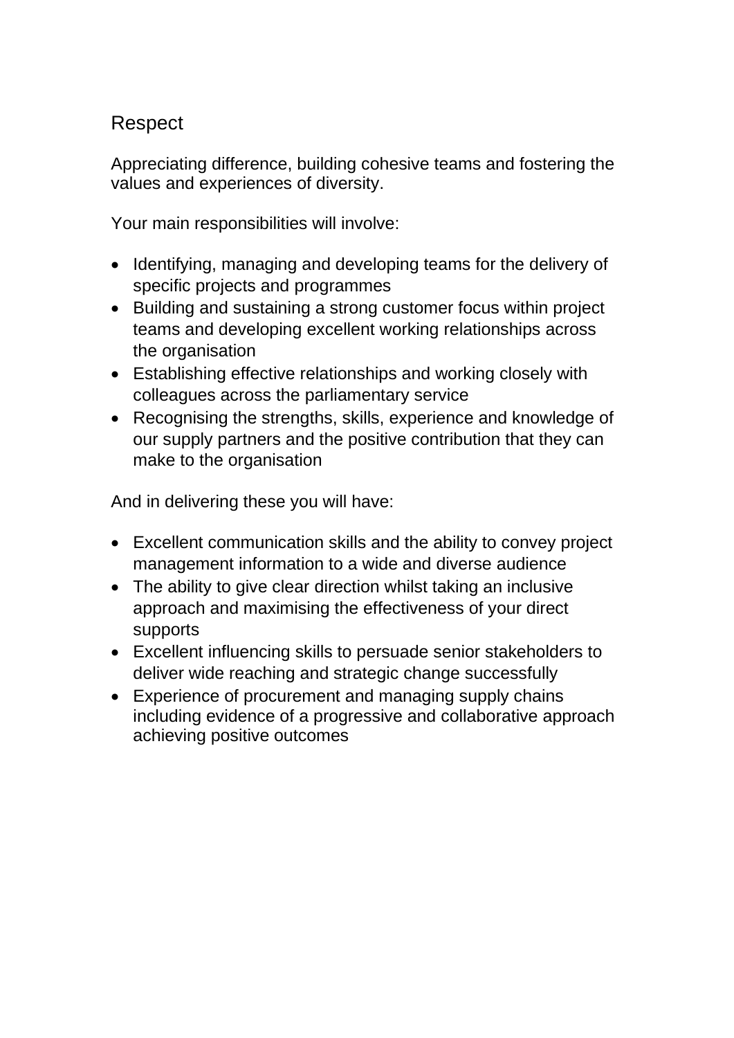## Respect

Appreciating difference, building cohesive teams and fostering the values and experiences of diversity.

Your main responsibilities will involve:

- Identifying, managing and developing teams for the delivery of specific projects and programmes
- Building and sustaining a strong customer focus within project teams and developing excellent working relationships across the organisation
- Establishing effective relationships and working closely with colleagues across the parliamentary service
- Recognising the strengths, skills, experience and knowledge of our supply partners and the positive contribution that they can make to the organisation

And in delivering these you will have:

- Excellent communication skills and the ability to convey project management information to a wide and diverse audience
- The ability to give clear direction whilst taking an inclusive approach and maximising the effectiveness of your direct supports
- Excellent influencing skills to persuade senior stakeholders to deliver wide reaching and strategic change successfully
- Experience of procurement and managing supply chains including evidence of a progressive and collaborative approach achieving positive outcomes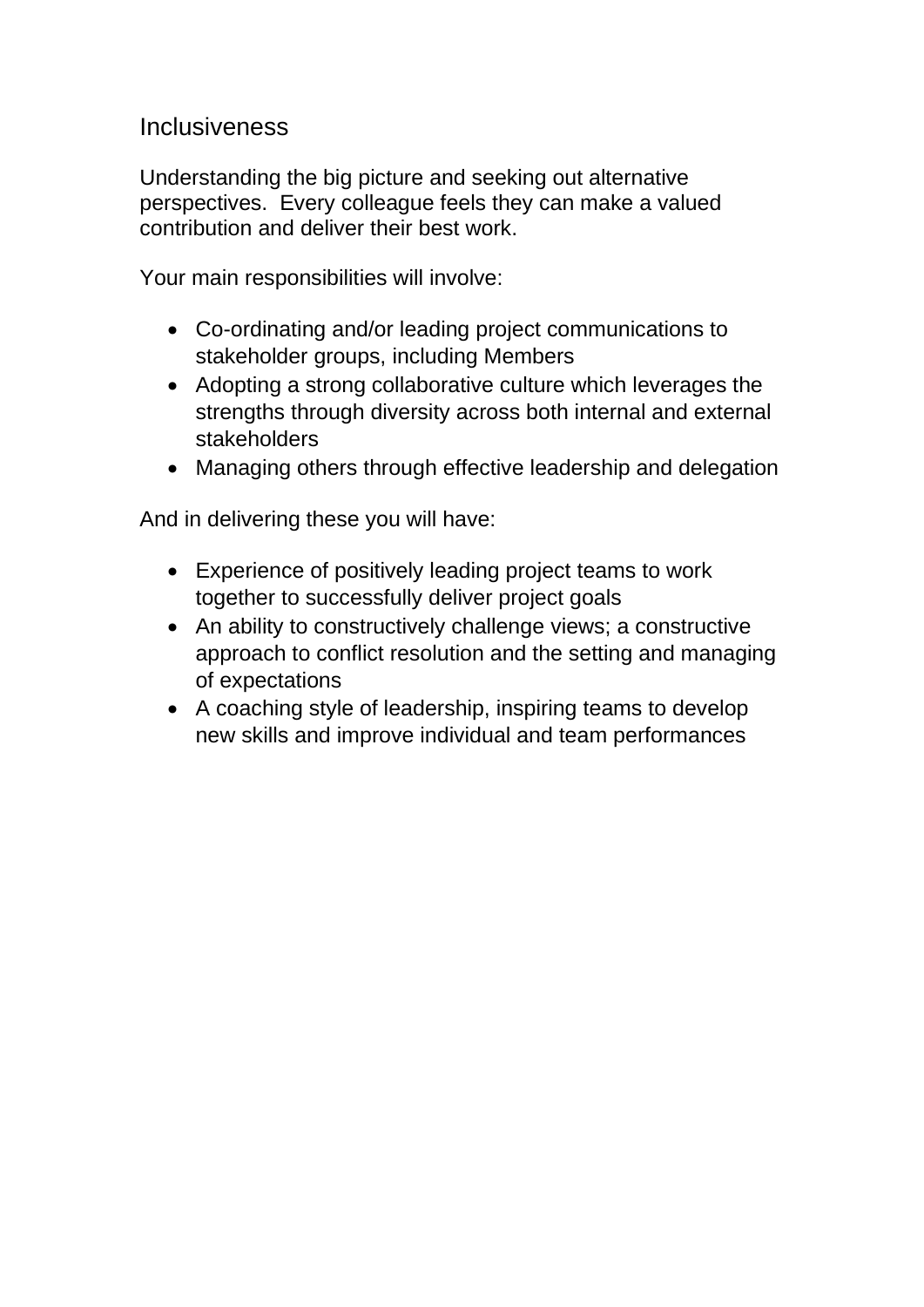## Inclusiveness

Understanding the big picture and seeking out alternative perspectives. Every colleague feels they can make a valued contribution and deliver their best work.

Your main responsibilities will involve:

- Co-ordinating and/or leading project communications to stakeholder groups, including Members
- Adopting a strong collaborative culture which leverages the strengths through diversity across both internal and external stakeholders
- Managing others through effective leadership and delegation

And in delivering these you will have:

- Experience of positively leading project teams to work together to successfully deliver project goals
- An ability to constructively challenge views; a constructive approach to conflict resolution and the setting and managing of expectations
- A coaching style of leadership, inspiring teams to develop new skills and improve individual and team performances